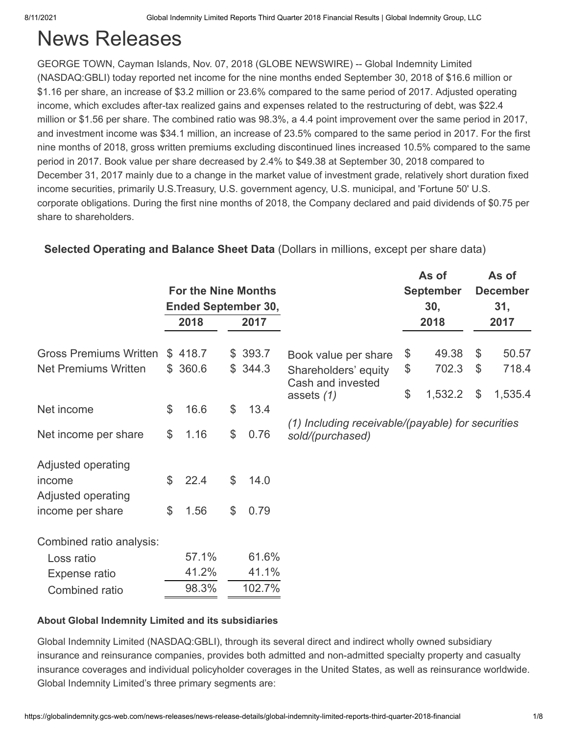// Reasoning summary (high-level explanation of structure choices, not a verbatim thought trace): the page shows two side-by-side tables, one for nine-month operating data and one for balance-sheet data with a footnote, so each is transcribed as its own markdown table in reading order.

# News Releases

GEORGE TOWN, Cayman Islands, Nov. 07, 2018 (GLOBE NEWSWIRE) -- Global Indemnity Limited (NASDAQ:GBLI) today reported net income for the nine months ended September 30, 2018 of $16.6 million or $1.16 per share, an increase of $3.2 million or 23.6% compared to the same period of 2017. Adjusted operating income, which excludes after-tax realized gains and expenses related to the restructuring of debt, was $22.4 million or $1.56 per share. The combined ratio was 98.3%, a 4.4 point improvement over the same period in 2017, and investment income was $34.1 million, an increase of 23.5% compared to the same period in 2017. For the first nine months of 2018, gross written premiums excluding discontinued lines increased 10.5% compared to the same period in 2017. Book value per share decreased by 2.4% to $49.38 at September 30, 2018 compared to December 31, 2017 mainly due to a change in the market value of investment grade, relatively short duration fixed income securities, primarily U.S.Treasury, U.S. government agency, U.S. municipal, and 'Fortune 50' U.S. corporate obligations. During the first nine months of 2018, the Company declared and paid dividends of $0.75 per share to shareholders.

**Selected Operating and Balance Sheet Data** (Dollars in millions, except per share data)

| | For the Nine Months Ended September 30, 2018 | For the Nine Months Ended September 30, 2017 |
|---|---|---|
| Gross Premiums Written | $ 418.7 | $ 393.7 |
| Net Premiums Written | $ 360.6 | $ 344.3 |
| Net income | $ 16.6 | $ 13.4 |
| Net income per share | $ 1.16 | $ 0.76 |
| Adjusted operating income | $ 22.4 | $ 14.0 |
| Adjusted operating income per share | $ 1.56 | $ 0.79 |
| Combined ratio analysis: | | |
| Loss ratio | 57.1% | 61.6% |
| Expense ratio | 41.2% | 41.1% |
| Combined ratio | 98.3% | 102.7% |

| | As of September 30, 2018 | As of December 31, 2017 |
|---|---|---|
| Book value per share | $ 49.38 | $ 50.57 |
| Shareholders' equity | $ 702.3 | $ 718.4 |
| Cash and invested assets *(1)* | $ 1,532.2 | $ 1,535.4 |

*(1) Including receivable/(payable) for securities sold/(purchased)*

**About Global Indemnity Limited and its subsidiaries**

Global Indemnity Limited (NASDAQ:GBLI), through its several direct and indirect wholly owned subsidiary insurance and reinsurance companies, provides both admitted and non-admitted specialty property and casualty insurance coverages and individual policyholder coverages in the United States, as well as reinsurance worldwide. Global Indemnity Limited's three primary segments are: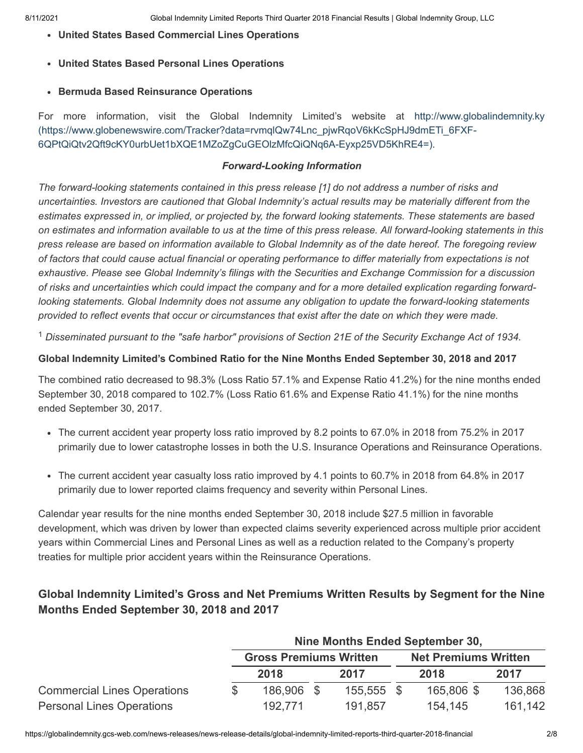- **United States Based Commercial Lines Operations**
- **United States Based Personal Lines Operations**
- **Bermuda Based Reinsurance Operations**

For more information, visit the Global Indemnity Limited's website at http://www.globalindemnity.ky (https://www.globenewswire.com/Tracker?data=rvmqlQw74Lnc_pjwRqoV6kKcSpHJ9dmETi_6FXF-6QPtQiQtv2Qft9cKY0urbUet1bXQE1MZoZgCuGEOlzMfcQiQNq6A-Eyxp25VD5KhRE4=).

***Forward-Looking Information***

*The forward-looking statements contained in this press release [1] do not address a number of risks and uncertainties. Investors are cautioned that Global Indemnity's actual results may be materially different from the estimates expressed in, or implied, or projected by, the forward looking statements. These statements are based on estimates and information available to us at the time of this press release. All forward-looking statements in this press release are based on information available to Global Indemnity as of the date hereof. The foregoing review of factors that could cause actual financial or operating performance to differ materially from expectations is not exhaustive. Please see Global Indemnity's filings with the Securities and Exchange Commission for a discussion of risks and uncertainties which could impact the company and for a more detailed explication regarding forward-looking statements. Global Indemnity does not assume any obligation to update the forward-looking statements provided to reflect events that occur or circumstances that exist after the date on which they were made.*

[1] *Disseminated pursuant to the "safe harbor" provisions of Section 21E of the Security Exchange Act of 1934.*

**Global Indemnity Limited's Combined Ratio for the Nine Months Ended September 30, 2018 and 2017**

The combined ratio decreased to 98.3% (Loss Ratio 57.1% and Expense Ratio 41.2%) for the nine months ended September 30, 2018 compared to 102.7% (Loss Ratio 61.6% and Expense Ratio 41.1%) for the nine months ended September 30, 2017.

- The current accident year property loss ratio improved by 8.2 points to 67.0% in 2018 from 75.2% in 2017 primarily due to lower catastrophe losses in both the U.S. Insurance Operations and Reinsurance Operations.
- The current accident year casualty loss ratio improved by 4.1 points to 60.7% in 2018 from 64.8% in 2017 primarily due to lower reported claims frequency and severity within Personal Lines.

Calendar year results for the nine months ended September 30, 2018 include $27.5 million in favorable development, which was driven by lower than expected claims severity experienced across multiple prior accident years within Commercial Lines and Personal Lines as well as a reduction related to the Company's property treaties for multiple prior accident years within the Reinsurance Operations.

## Global Indemnity Limited's Gross and Net Premiums Written Results by Segment for the Nine Months Ended September 30, 2018 and 2017

| | Nine Months Ended September 30, | | | |
|---|---|---|---|---|
| | Gross Premiums Written | | Net Premiums Written | |
| | 2018 | 2017 | 2018 | 2017 |
| Commercial Lines Operations | $ 186,906 | $ 155,555 | $ 165,806 | $ 136,868 |
| Personal Lines Operations | 192,771 | 191,857 | 154,145 | 161,142 |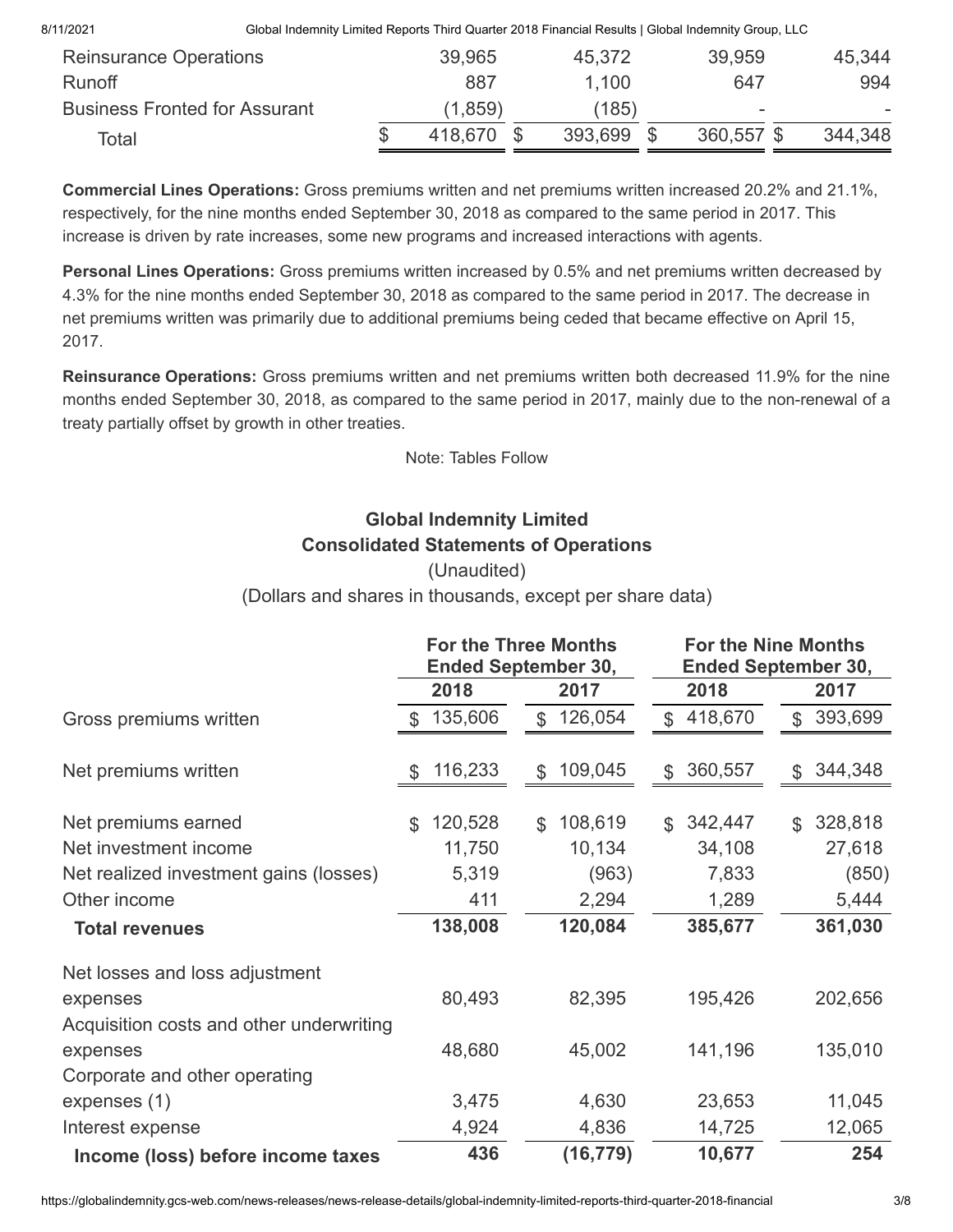| | | | | |
|---|---|---|---|---|
| Reinsurance Operations | 39,965 | 45,372 | 39,959 | 45,344 |
| Runoff | 887 | 1,100 | 647 | 994 |
| Business Fronted for Assurant | (1,859) | (185) | - | - |
| Total | $ 418,670 | $ 393,699 | $ 360,557 | $ 344,348 |

**Commercial Lines Operations:** Gross premiums written and net premiums written increased 20.2% and 21.1%, respectively, for the nine months ended September 30, 2018 as compared to the same period in 2017. This increase is driven by rate increases, some new programs and increased interactions with agents.

**Personal Lines Operations:** Gross premiums written increased by 0.5% and net premiums written decreased by 4.3% for the nine months ended September 30, 2018 as compared to the same period in 2017. The decrease in net premiums written was primarily due to additional premiums being ceded that became effective on April 15, 2017.

**Reinsurance Operations:** Gross premiums written and net premiums written both decreased 11.9% for the nine months ended September 30, 2018, as compared to the same period in 2017, mainly due to the non-renewal of a treaty partially offset by growth in other treaties.

Note: Tables Follow

## Global Indemnity Limited
## Consolidated Statements of Operations

(Unaudited)

(Dollars and shares in thousands, except per share data)

| | For the Three Months Ended September 30, | | For the Nine Months Ended September 30, | |
|---|---|---|---|---|
| | 2018 | 2017 | 2018 | 2017 |
| Gross premiums written | $ 135,606 | $ 126,054 | $ 418,670 | $ 393,699 |
| Net premiums written | $ 116,233 | $ 109,045 | $ 360,557 | $ 344,348 |
| Net premiums earned | $ 120,528 | $ 108,619 | $ 342,447 | $ 328,818 |
| Net investment income | 11,750 | 10,134 | 34,108 | 27,618 |
| Net realized investment gains (losses) | 5,319 | (963) | 7,833 | (850) |
| Other income | 411 | 2,294 | 1,289 | 5,444 |
| **Total revenues** | **138,008** | **120,084** | **385,677** | **361,030** |
| Net losses and loss adjustment expenses | 80,493 | 82,395 | 195,426 | 202,656 |
| Acquisition costs and other underwriting expenses | 48,680 | 45,002 | 141,196 | 135,010 |
| Corporate and other operating expenses (1) | 3,475 | 4,630 | 23,653 | 11,045 |
| Interest expense | 4,924 | 4,836 | 14,725 | 12,065 |
| **Income (loss) before income taxes** | **436** | **(16,779)** | **10,677** | **254** |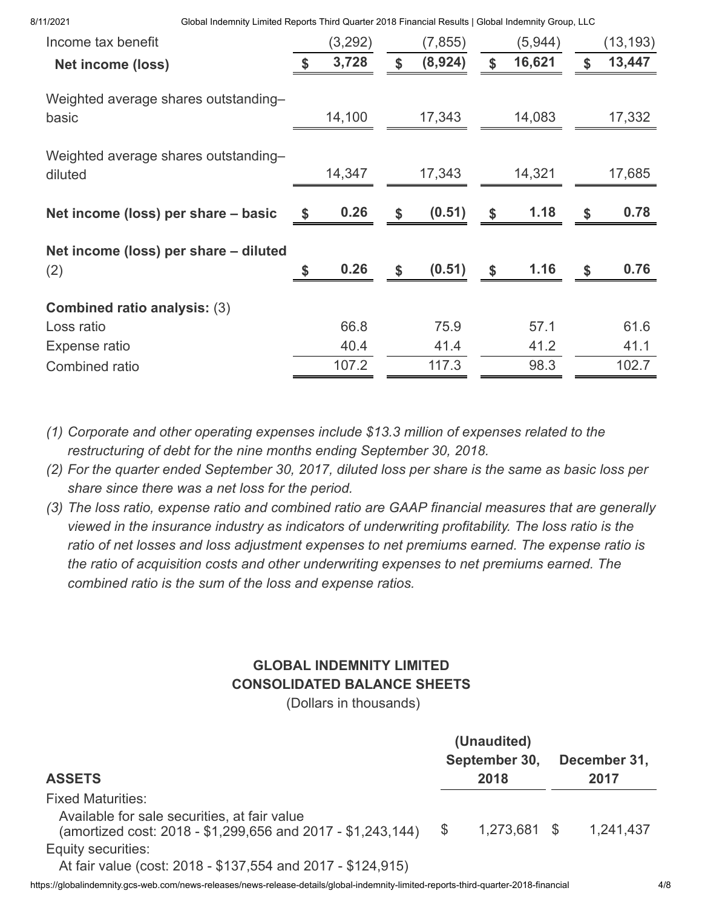| | | | | |
|---|---|---|---|---|
| Income tax benefit | (3,292) | (7,855) | (5,944) | (13,193) |
| **Net income (loss)** | **$ 3,728** | **$ (8,924)** | **$ 16,621** | **$ 13,447** |
| Weighted average shares outstanding–basic | 14,100 | 17,343 | 14,083 | 17,332 |
| Weighted average shares outstanding–diluted | 14,347 | 17,343 | 14,321 | 17,685 |
| **Net income (loss) per share – basic** | **$ 0.26** | **$ (0.51)** | **$ 1.18** | **$ 0.78** |
| **Net income (loss) per share – diluted** (2) | **$ 0.26** | **$ (0.51)** | **$ 1.16** | **$ 0.76** |
| **Combined ratio analysis:** (3) | | | | |
| Loss ratio | 66.8 | 75.9 | 57.1 | 61.6 |
| Expense ratio | 40.4 | 41.4 | 41.2 | 41.1 |
| Combined ratio | 107.2 | 117.3 | 98.3 | 102.7 |

*(1) Corporate and other operating expenses include $13.3 million of expenses related to the restructuring of debt for the nine months ending September 30, 2018.*

*(2) For the quarter ended September 30, 2017, diluted loss per share is the same as basic loss per share since there was a net loss for the period.*

*(3) The loss ratio, expense ratio and combined ratio are GAAP financial measures that are generally viewed in the insurance industry as indicators of underwriting profitability. The loss ratio is the ratio of net losses and loss adjustment expenses to net premiums earned. The expense ratio is the ratio of acquisition costs and other underwriting expenses to net premiums earned. The combined ratio is the sum of the loss and expense ratios.*

**GLOBAL INDEMNITY LIMITED**
**CONSOLIDATED BALANCE SHEETS**
(Dollars in thousands)

| **ASSETS** | **(Unaudited) September 30, 2018** | **December 31, 2017** |
|---|---|---|
| Fixed Maturities: | | |
| Available for sale securities, at fair value (amortized cost: 2018 - $1,299,656 and 2017 - $1,243,144) | $ 1,273,681 | $ 1,241,437 |
| Equity securities: | | |
| At fair value (cost: 2018 - $137,554 and 2017 - $124,915) | | |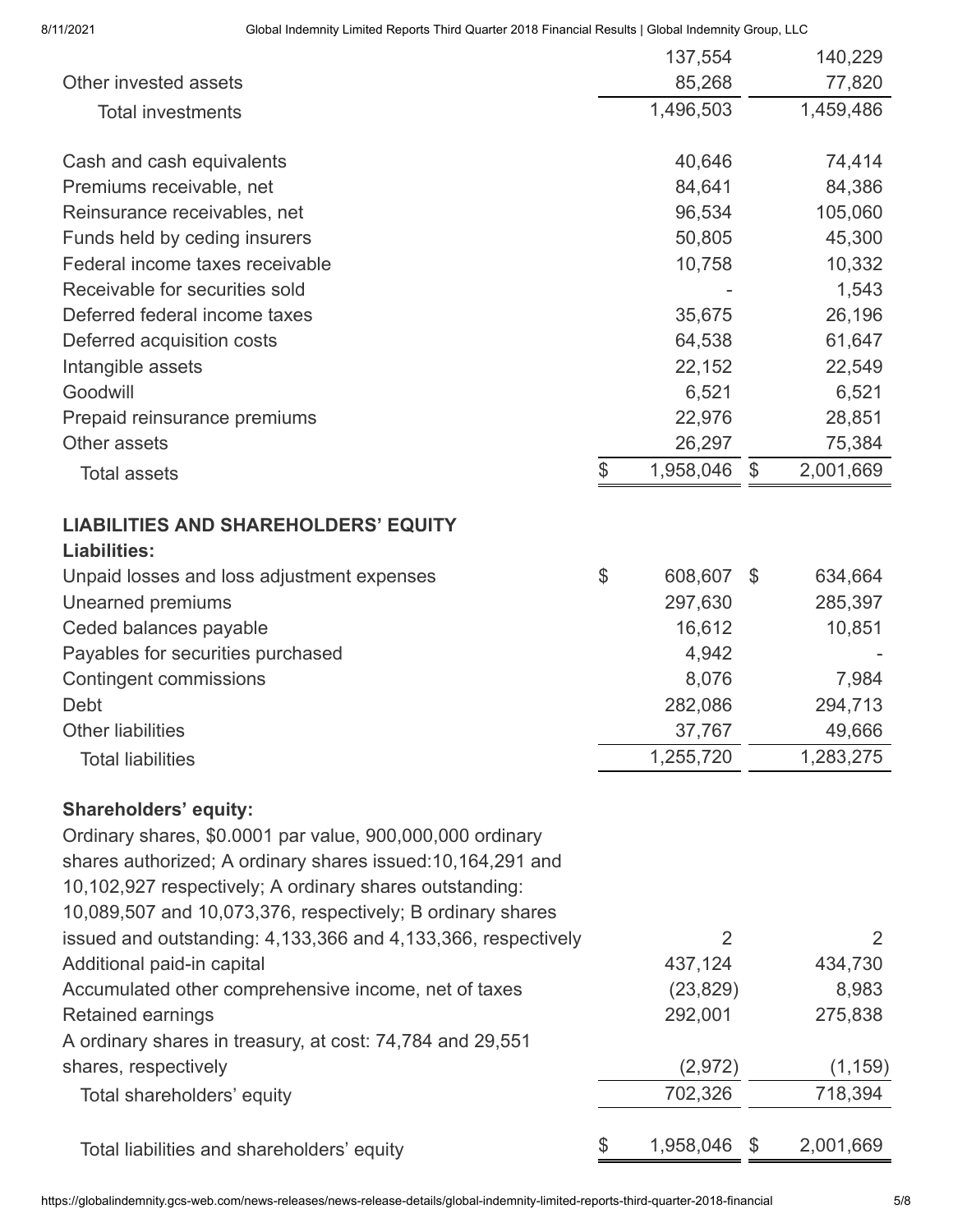| | | |
|---|---|---|
| | 137,554 | 140,229 |
| Other invested assets | 85,268 | 77,820 |
| Total investments | 1,496,503 | 1,459,486 |
| | | |
| Cash and cash equivalents | 40,646 | 74,414 |
| Premiums receivable, net | 84,641 | 84,386 |
| Reinsurance receivables, net | 96,534 | 105,060 |
| Funds held by ceding insurers | 50,805 | 45,300 |
| Federal income taxes receivable | 10,758 | 10,332 |
| Receivable for securities sold | - | 1,543 |
| Deferred federal income taxes | 35,675 | 26,196 |
| Deferred acquisition costs | 64,538 | 61,647 |
| Intangible assets | 22,152 | 22,549 |
| Goodwill | 6,521 | 6,521 |
| Prepaid reinsurance premiums | 22,976 | 28,851 |
| Other assets | 26,297 | 75,384 |
| Total assets | $ 1,958,046 | $ 2,001,669 |
| | | |
| **LIABILITIES AND SHAREHOLDERS' EQUITY** | | |
| **Liabilities:** | | |
| Unpaid losses and loss adjustment expenses | $ 608,607 | $ 634,664 |
| Unearned premiums | 297,630 | 285,397 |
| Ceded balances payable | 16,612 | 10,851 |
| Payables for securities purchased | 4,942 | - |
| Contingent commissions | 8,076 | 7,984 |
| Debt | 282,086 | 294,713 |
| Other liabilities | 37,767 | 49,666 |
| Total liabilities | 1,255,720 | 1,283,275 |
| | | |
| **Shareholders' equity:** | | |
| Ordinary shares, $0.0001 par value, 900,000,000 ordinary shares authorized; A ordinary shares issued:10,164,291 and 10,102,927 respectively; A ordinary shares outstanding: 10,089,507 and 10,073,376, respectively; B ordinary shares issued and outstanding: 4,133,366 and 4,133,366, respectively | 2 | 2 |
| Additional paid-in capital | 437,124 | 434,730 |
| Accumulated other comprehensive income, net of taxes | (23,829) | 8,983 |
| Retained earnings | 292,001 | 275,838 |
| A ordinary shares in treasury, at cost: 74,784 and 29,551 shares, respectively | (2,972) | (1,159) |
| Total shareholders' equity | 702,326 | 718,394 |
| | | |
| Total liabilities and shareholders' equity | $ 1,958,046 | $ 2,001,669 |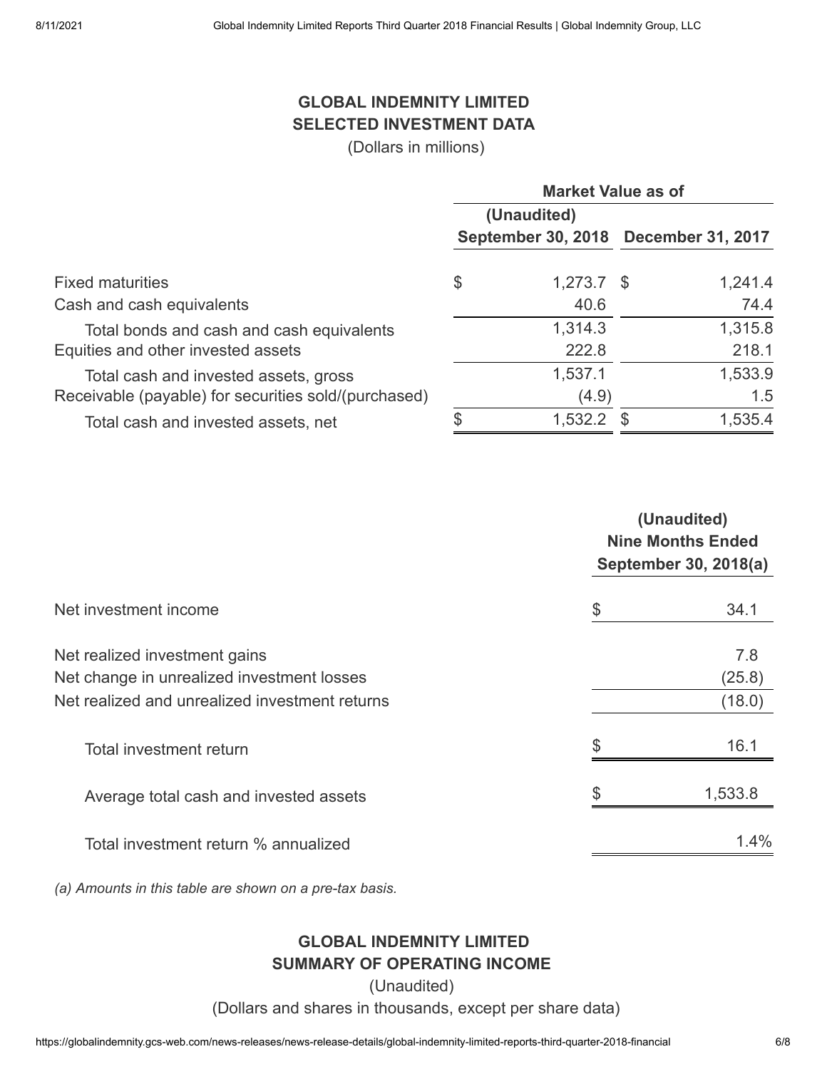**GLOBAL INDEMNITY LIMITED**
**SELECTED INVESTMENT DATA**
(Dollars in millions)

| | Market Value as of | |
|---|---|---|
| | (Unaudited) September 30, 2018 | December 31, 2017 |
| Fixed maturities | $ 1,273.7 | $ 1,241.4 |
| Cash and cash equivalents | 40.6 | 74.4 |
| Total bonds and cash and cash equivalents | 1,314.3 | 1,315.8 |
| Equities and other invested assets | 222.8 | 218.1 |
| Total cash and invested assets, gross | 1,537.1 | 1,533.9 |
| Receivable (payable) for securities sold/(purchased) | (4.9) | 1.5 |
| Total cash and invested assets, net | $ 1,532.2 | $ 1,535.4 |

| | (Unaudited) Nine Months Ended September 30, 2018(a) |
|---|---|
| Net investment income | $ 34.1 |
| Net realized investment gains | 7.8 |
| Net change in unrealized investment losses | (25.8) |
| Net realized and unrealized investment returns | (18.0) |
| Total investment return | $ 16.1 |
| Average total cash and invested assets | $ 1,533.8 |
| Total investment return % annualized | 1.4% |

*(a) Amounts in this table are shown on a pre-tax basis.*

**GLOBAL INDEMNITY LIMITED**
**SUMMARY OF OPERATING INCOME**
(Unaudited)
(Dollars and shares in thousands, except per share data)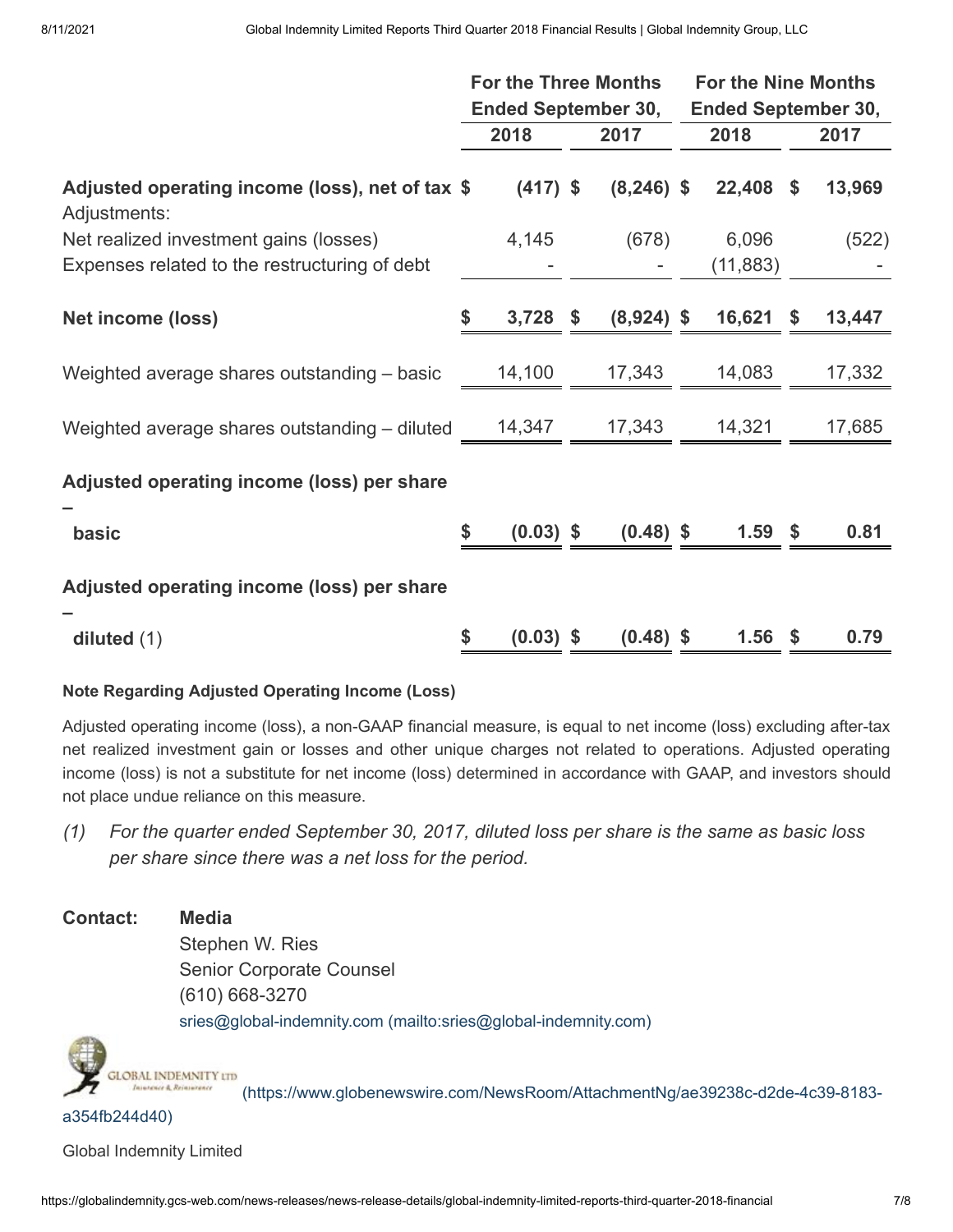| | For the Three Months Ended September 30, | | For the Nine Months Ended September 30, | |
|---|---|---|---|---|
| | 2018 | 2017 | 2018 | 2017 |
| **Adjusted operating income (loss), net of tax** | **$ (417)** | **$ (8,246)** | **$ 22,408** | **$ 13,969** |
| Adjustments: | | | | |
| Net realized investment gains (losses) | 4,145 | (678) | 6,096 | (522) |
| Expenses related to the restructuring of debt | - | - | (11,883) | - |
| **Net income (loss)** | **$ 3,728** | **$ (8,924)** | **$ 16,621** | **$ 13,447** |
| Weighted average shares outstanding – basic | 14,100 | 17,343 | 14,083 | 17,332 |
| Weighted average shares outstanding – diluted | 14,347 | 17,343 | 14,321 | 17,685 |
| **Adjusted operating income (loss) per share – basic** | **$ (0.03)** | **$ (0.48)** | **$ 1.59** | **$ 0.81** |
| **Adjusted operating income (loss) per share – diluted** (1) | **$ (0.03)** | **$ (0.48)** | **$ 1.56** | **$ 0.79** |

**Note Regarding Adjusted Operating Income (Loss)**

Adjusted operating income (loss), a non-GAAP financial measure, is equal to net income (loss) excluding after-tax net realized investment gain or losses and other unique charges not related to operations. Adjusted operating income (loss) is not a substitute for net income (loss) determined in accordance with GAAP, and investors should not place undue reliance on this measure.

*(1) For the quarter ended September 30, 2017, diluted loss per share is the same as basic loss per share since there was a net loss for the period.*

**Contact:** **Media**
Stephen W. Ries
Senior Corporate Counsel
(610) 668-3270
sries@global-indemnity.com (mailto:sries@global-indemnity.com)

(https://www.globenewswire.com/NewsRoom/AttachmentNg/ae39238c-d2de-4c39-8183-a354fb244d40)

Global Indemnity Limited